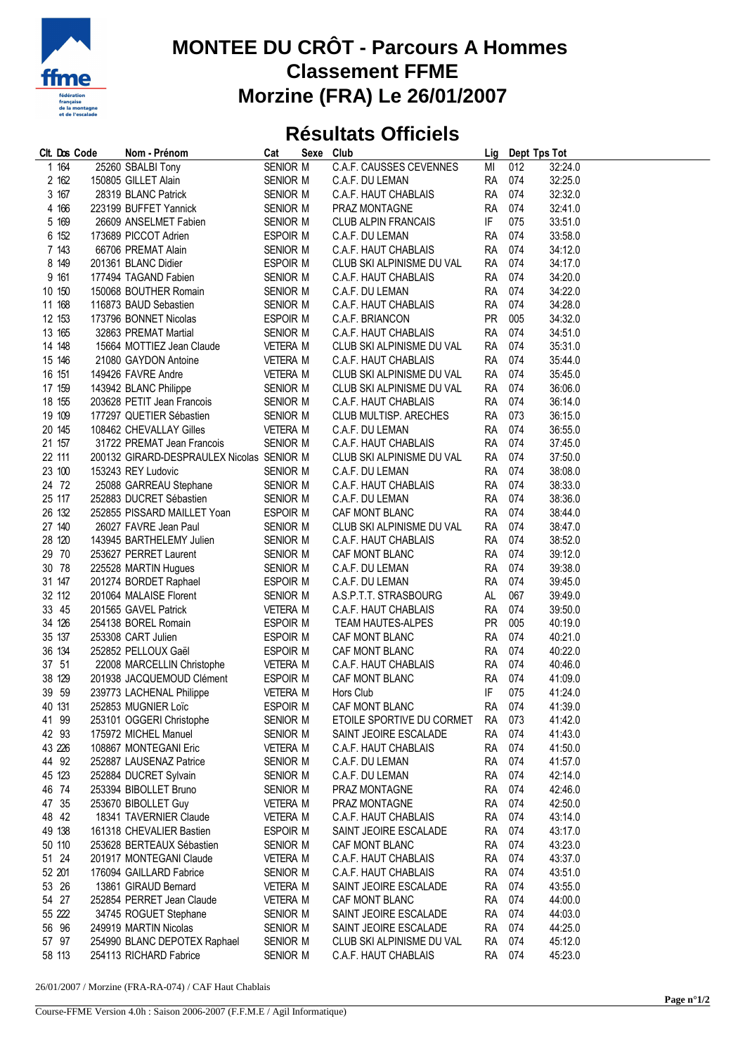# MONTEE DU CRÔT - Parcours A Hommes
## Classement FFME
## Morzine (FRA) Le 26/01/2007

## Résultats Officiels

| Clt. | Dos | Code | Nom - Prénom | Cat | Sexe | Club | Lig | Dept | Tps Tot |
|---|---|---|---|---|---|---|---|---|---|
| 1 | 164 | 25260 | SBALBI Tony | SENIOR | M | C.A.F. CAUSSES CEVENNES | MI | 012 | 32:24.0 |
| 2 | 162 | 150805 | GILLET Alain | SENIOR | M | C.A.F. DU LEMAN | RA | 074 | 32:25.0 |
| 3 | 167 | 28319 | BLANC Patrick | SENIOR | M | C.A.F. HAUT CHABLAIS | RA | 074 | 32:32.0 |
| 4 | 166 | 223199 | BUFFET Yannick | SENIOR | M | PRAZ MONTAGNE | RA | 074 | 32:41.0 |
| 5 | 169 | 26609 | ANSELMET Fabien | SENIOR | M | CLUB ALPIN FRANCAIS | IF | 075 | 33:51.0 |
| 6 | 152 | 173689 | PICCOT Adrien | ESPOIR | M | C.A.F. DU LEMAN | RA | 074 | 33:58.0 |
| 7 | 143 | 66706 | PREMAT Alain | SENIOR | M | C.A.F. HAUT CHABLAIS | RA | 074 | 34:12.0 |
| 8 | 149 | 201361 | BLANC Didier | ESPOIR | M | CLUB SKI ALPINISME DU VAL | RA | 074 | 34:17.0 |
| 9 | 161 | 177494 | TAGAND Fabien | SENIOR | M | C.A.F. HAUT CHABLAIS | RA | 074 | 34:20.0 |
| 10 | 150 | 150068 | BOUTHER Romain | SENIOR | M | C.A.F. DU LEMAN | RA | 074 | 34:22.0 |
| 11 | 168 | 116873 | BAUD Sebastien | SENIOR | M | C.A.F. HAUT CHABLAIS | RA | 074 | 34:28.0 |
| 12 | 153 | 173796 | BONNET Nicolas | ESPOIR | M | C.A.F. BRIANCON | PR | 005 | 34:32.0 |
| 13 | 165 | 32863 | PREMAT Martial | SENIOR | M | C.A.F. HAUT CHABLAIS | RA | 074 | 34:51.0 |
| 14 | 148 | 15664 | MOTTIEZ Jean Claude | VETERA | M | CLUB SKI ALPINISME DU VAL | RA | 074 | 35:31.0 |
| 15 | 146 | 21080 | GAYDON Antoine | VETERA | M | C.A.F. HAUT CHABLAIS | RA | 074 | 35:44.0 |
| 16 | 151 | 149426 | FAVRE Andre | VETERA | M | CLUB SKI ALPINISME DU VAL | RA | 074 | 35:45.0 |
| 17 | 159 | 143942 | BLANC Philippe | SENIOR | M | CLUB SKI ALPINISME DU VAL | RA | 074 | 36:06.0 |
| 18 | 155 | 203628 | PETIT Jean Francois | SENIOR | M | C.A.F. HAUT CHABLAIS | RA | 074 | 36:14.0 |
| 19 | 109 | 177297 | QUETIER Sébastien | SENIOR | M | CLUB MULTISP. ARECHES | RA | 073 | 36:15.0 |
| 20 | 145 | 108462 | CHEVALLAY Gilles | VETERA | M | C.A.F. DU LEMAN | RA | 074 | 36:55.0 |
| 21 | 157 | 31722 | PREMAT Jean Francois | SENIOR | M | C.A.F. HAUT CHABLAIS | RA | 074 | 37:45.0 |
| 22 | 111 | 200132 | GIRARD-DESPRAULEX Nicolas | SENIOR | M | CLUB SKI ALPINISME DU VAL | RA | 074 | 37:50.0 |
| 23 | 100 | 153243 | REY Ludovic | SENIOR | M | C.A.F. DU LEMAN | RA | 074 | 38:08.0 |
| 24 | 72 | 25088 | GARREAU Stephane | SENIOR | M | C.A.F. HAUT CHABLAIS | RA | 074 | 38:33.0 |
| 25 | 117 | 252883 | DUCRET Sébastien | SENIOR | M | C.A.F. DU LEMAN | RA | 074 | 38:36.0 |
| 26 | 132 | 252855 | PISSARD MAILLET Yoan | ESPOIR | M | CAF MONT BLANC | RA | 074 | 38:44.0 |
| 27 | 140 | 26027 | FAVRE Jean Paul | SENIOR | M | CLUB SKI ALPINISME DU VAL | RA | 074 | 38:47.0 |
| 28 | 120 | 143945 | BARTHELEMY Julien | SENIOR | M | C.A.F. HAUT CHABLAIS | RA | 074 | 38:52.0 |
| 29 | 70 | 253627 | PERRET Laurent | SENIOR | M | CAF MONT BLANC | RA | 074 | 39:12.0 |
| 30 | 78 | 225528 | MARTIN Hugues | SENIOR | M | C.A.F. DU LEMAN | RA | 074 | 39:38.0 |
| 31 | 147 | 201274 | BORDET Raphael | ESPOIR | M | C.A.F. DU LEMAN | RA | 074 | 39:45.0 |
| 32 | 112 | 201064 | MALAISE Florent | SENIOR | M | A.S.P.T.T. STRASBOURG | AL | 067 | 39:49.0 |
| 33 | 45 | 201565 | GAVEL Patrick | VETERA | M | C.A.F. HAUT CHABLAIS | RA | 074 | 39:50.0 |
| 34 | 126 | 254138 | BOREL Romain | ESPOIR | M | TEAM HAUTES-ALPES | PR | 005 | 40:19.0 |
| 35 | 137 | 253308 | CART Julien | ESPOIR | M | CAF MONT BLANC | RA | 074 | 40:21.0 |
| 36 | 134 | 252852 | PELLOUX Gaël | ESPOIR | M | CAF MONT BLANC | RA | 074 | 40:22.0 |
| 37 | 51 | 22008 | MARCELLIN Christophe | VETERA | M | C.A.F. HAUT CHABLAIS | RA | 074 | 40:46.0 |
| 38 | 129 | 201938 | JACQUEMOUD Clément | ESPOIR | M | CAF MONT BLANC | RA | 074 | 41:09.0 |
| 39 | 59 | 239773 | LACHENAL Philippe | VETERA | M | Hors Club | IF | 075 | 41:24.0 |
| 40 | 131 | 252853 | MUGNIER Loïc | ESPOIR | M | CAF MONT BLANC | RA | 074 | 41:39.0 |
| 41 | 99 | 253101 | OGGERI Christophe | SENIOR | M | ETOILE SPORTIVE DU CORMET | RA | 073 | 41:42.0 |
| 42 | 93 | 175972 | MICHEL Manuel | SENIOR | M | SAINT JEOIRE ESCALADE | RA | 074 | 41:43.0 |
| 43 | 226 | 108867 | MONTEGANI Eric | VETERA | M | C.A.F. HAUT CHABLAIS | RA | 074 | 41:50.0 |
| 44 | 92 | 252887 | LAUSENAZ Patrice | SENIOR | M | C.A.F. DU LEMAN | RA | 074 | 41:57.0 |
| 45 | 123 | 252884 | DUCRET Sylvain | SENIOR | M | C.A.F. DU LEMAN | RA | 074 | 42:14.0 |
| 46 | 74 | 253394 | BIBOLLET Bruno | SENIOR | M | PRAZ MONTAGNE | RA | 074 | 42:46.0 |
| 47 | 35 | 253670 | BIBOLLET Guy | VETERA | M | PRAZ MONTAGNE | RA | 074 | 42:50.0 |
| 48 | 42 | 18341 | TAVERNIER Claude | VETERA | M | C.A.F. HAUT CHABLAIS | RA | 074 | 43:14.0 |
| 49 | 138 | 161318 | CHEVALIER Bastien | ESPOIR | M | SAINT JEOIRE ESCALADE | RA | 074 | 43:17.0 |
| 50 | 110 | 253628 | BERTEAUX Sébastien | SENIOR | M | CAF MONT BLANC | RA | 074 | 43:23.0 |
| 51 | 24 | 201917 | MONTEGANI Claude | VETERA | M | C.A.F. HAUT CHABLAIS | RA | 074 | 43:37.0 |
| 52 | 201 | 176094 | GAILLARD Fabrice | SENIOR | M | C.A.F. HAUT CHABLAIS | RA | 074 | 43:51.0 |
| 53 | 26 | 13861 | GIRAUD Bernard | VETERA | M | SAINT JEOIRE ESCALADE | RA | 074 | 43:55.0 |
| 54 | 27 | 252854 | PERRET Jean Claude | VETERA | M | CAF MONT BLANC | RA | 074 | 44:00.0 |
| 55 | 222 | 34745 | ROGUET Stephane | SENIOR | M | SAINT JEOIRE ESCALADE | RA | 074 | 44:03.0 |
| 56 | 96 | 249919 | MARTIN Nicolas | SENIOR | M | SAINT JEOIRE ESCALADE | RA | 074 | 44:25.0 |
| 57 | 97 | 254990 | BLANC DEPOTEX Raphael | SENIOR | M | CLUB SKI ALPINISME DU VAL | RA | 074 | 45:12.0 |
| 58 | 113 | 254113 | RICHARD Fabrice | SENIOR | M | C.A.F. HAUT CHABLAIS | RA | 074 | 45:23.0 |

26/01/2007 / Morzine (FRA-RA-074) / CAF Haut Chablais

Course-FFME Version 4.0h : Saison 2006-2007 (F.F.M.E / Agil Informatique)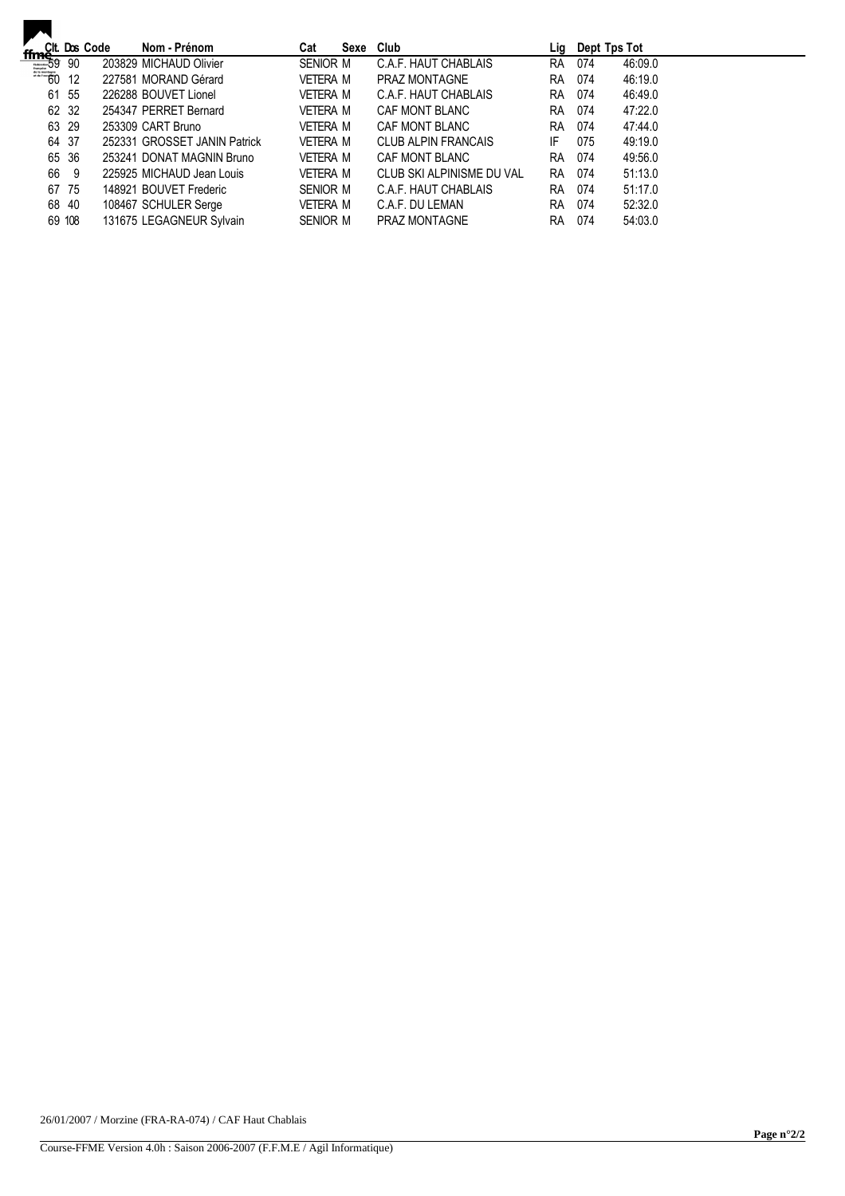| Clt. | Dos | Code | Nom - Prénom | Cat | Sexe | Club | Lig | Dept | Tps Tot |
|---|---|---|---|---|---|---|---|---|---|
| 59 | 90 | 203829 | MICHAUD Olivier | SENIOR | M | C.A.F. HAUT CHABLAIS | RA | 074 | 46:09.0 |
| 60 | 12 | 227581 | MORAND Gérard | VETERA | M | PRAZ MONTAGNE | RA | 074 | 46:19.0 |
| 61 | 55 | 226288 | BOUVET Lionel | VETERA | M | C.A.F. HAUT CHABLAIS | RA | 074 | 46:49.0 |
| 62 | 32 | 254347 | PERRET Bernard | VETERA | M | CAF MONT BLANC | RA | 074 | 47:22.0 |
| 63 | 29 | 253309 | CART Bruno | VETERA | M | CAF MONT BLANC | RA | 074 | 47:44.0 |
| 64 | 37 | 252331 | GROSSET JANIN Patrick | VETERA | M | CLUB ALPIN FRANCAIS | IF | 075 | 49:19.0 |
| 65 | 36 | 253241 | DONAT MAGNIN Bruno | VETERA | M | CAF MONT BLANC | RA | 074 | 49:56.0 |
| 66 | 9 | 225925 | MICHAUD Jean Louis | VETERA | M | CLUB SKI ALPINISME DU VAL | RA | 074 | 51:13.0 |
| 67 | 75 | 148921 | BOUVET Frederic | SENIOR | M | C.A.F. HAUT CHABLAIS | RA | 074 | 51:17.0 |
| 68 | 40 | 108467 | SCHULER Serge | VETERA | M | C.A.F. DU LEMAN | RA | 074 | 52:32.0 |
| 69 | 108 | 131675 | LEGAGNEUR Sylvain | SENIOR | M | PRAZ MONTAGNE | RA | 074 | 54:03.0 |

26/01/2007 / Morzine (FRA-RA-074) / CAF Haut Chablais

Course-FFME Version 4.0h : Saison 2006-2007 (F.F.M.E / Agil Informatique)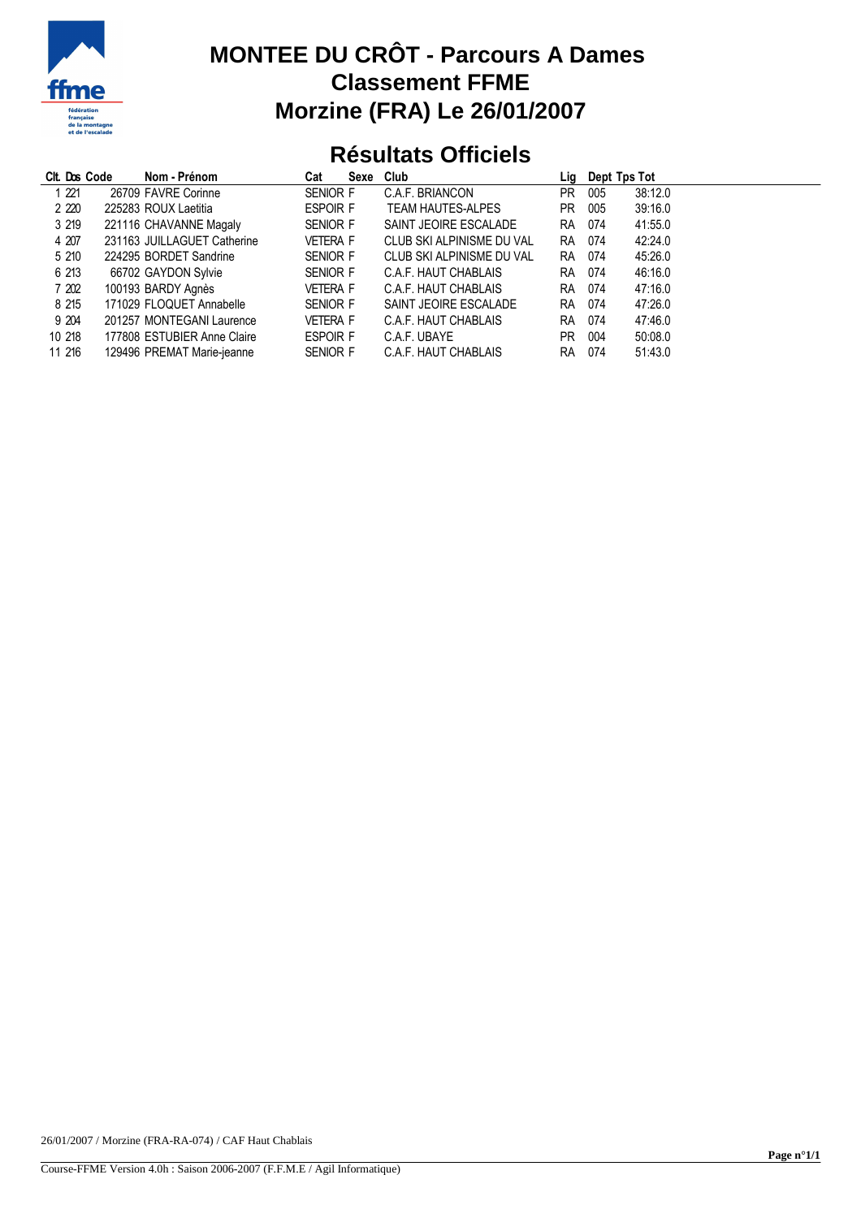# MONTEE DU CRÔT - Parcours A Dames
# Classement FFME
# Morzine (FRA) Le 26/01/2007

## Résultats Officiels

| Clt. | Dos | Code | Nom - Prénom | Cat | Sexe | Club | Lig | Dept | Tps Tot |
|---|---|---|---|---|---|---|---|---|---|
| 1 | 221 | 26709 | FAVRE Corinne | SENIOR | F | C.A.F. BRIANCON | PR | 005 | 38:12.0 |
| 2 | 220 | 225283 | ROUX Laetitia | ESPOIR | F | TEAM HAUTES-ALPES | PR | 005 | 39:16.0 |
| 3 | 219 | 221116 | CHAVANNE Magaly | SENIOR | F | SAINT JEOIRE ESCALADE | RA | 074 | 41:55.0 |
| 4 | 207 | 231163 | JUILLAGUET Catherine | VETERA | F | CLUB SKI ALPINISME DU VAL | RA | 074 | 42:24.0 |
| 5 | 210 | 224295 | BORDET Sandrine | SENIOR | F | CLUB SKI ALPINISME DU VAL | RA | 074 | 45:26.0 |
| 6 | 213 | 66702 | GAYDON Sylvie | SENIOR | F | C.A.F. HAUT CHABLAIS | RA | 074 | 46:16.0 |
| 7 | 202 | 100193 | BARDY Agnès | VETERA | F | C.A.F. HAUT CHABLAIS | RA | 074 | 47:16.0 |
| 8 | 215 | 171029 | FLOQUET Annabelle | SENIOR | F | SAINT JEOIRE ESCALADE | RA | 074 | 47:26.0 |
| 9 | 204 | 201257 | MONTEGANI Laurence | VETERA | F | C.A.F. HAUT CHABLAIS | RA | 074 | 47:46.0 |
| 10 | 218 | 177808 | ESTUBIER Anne Claire | ESPOIR | F | C.A.F. UBAYE | PR | 004 | 50:08.0 |
| 11 | 216 | 129496 | PREMAT Marie-jeanne | SENIOR | F | C.A.F. HAUT CHABLAIS | RA | 074 | 51:43.0 |

26/01/2007 / Morzine (FRA-RA-074) / CAF Haut Chablais

Course-FFME Version 4.0h : Saison 2006-2007 (F.F.M.E / Agil Informatique)